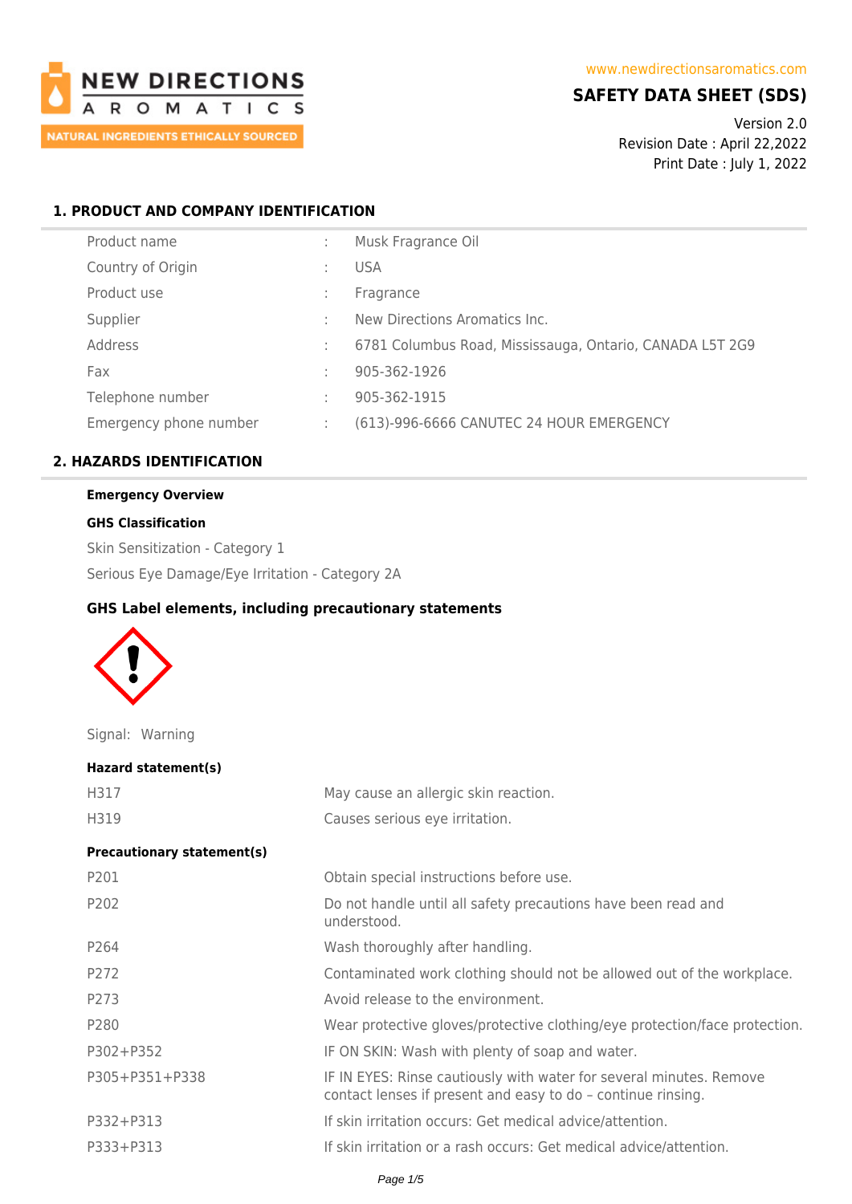NEW DIRECTIONS AROMATICS

NATURAL INGREDIENTS ETHICALLY SOURCED

www.newdirectionsaromatics.com

# SAFETY DATA SHEET (SDS)

Version 2.0
Revision Date : April 22,2022
Print Date : July 1, 2022

## 1. PRODUCT AND COMPANY IDENTIFICATION

| | | |
|---|---|---|
| Product name | : | Musk Fragrance Oil |
| Country of Origin | : | USA |
| Product use | : | Fragrance |
| Supplier | : | New Directions Aromatics Inc. |
| Address | : | 6781 Columbus Road, Mississauga, Ontario, CANADA L5T 2G9 |
| Fax | : | 905-362-1926 |
| Telephone number | : | 905-362-1915 |
| Emergency phone number | : | (613)-996-6666 CANUTEC 24 HOUR EMERGENCY |

## 2. HAZARDS IDENTIFICATION

**Emergency Overview**

**GHS Classification**

Skin Sensitization - Category 1

Serious Eye Damage/Eye Irritation - Category 2A

### GHS Label elements, including precautionary statements

Signal: Warning

**Hazard statement(s)**

| | |
|---|---|
| H317 | May cause an allergic skin reaction. |
| H319 | Causes serious eye irritation. |

**Precautionary statement(s)**

| | |
|---|---|
| P201 | Obtain special instructions before use. |
| P202 | Do not handle until all safety precautions have been read and understood. |
| P264 | Wash thoroughly after handling. |
| P272 | Contaminated work clothing should not be allowed out of the workplace. |
| P273 | Avoid release to the environment. |
| P280 | Wear protective gloves/protective clothing/eye protection/face protection. |
| P302+P352 | IF ON SKIN: Wash with plenty of soap and water. |
| P305+P351+P338 | IF IN EYES: Rinse cautiously with water for several minutes. Remove contact lenses if present and easy to do – continue rinsing. |
| P332+P313 | If skin irritation occurs: Get medical advice/attention. |
| P333+P313 | If skin irritation or a rash occurs: Get medical advice/attention. |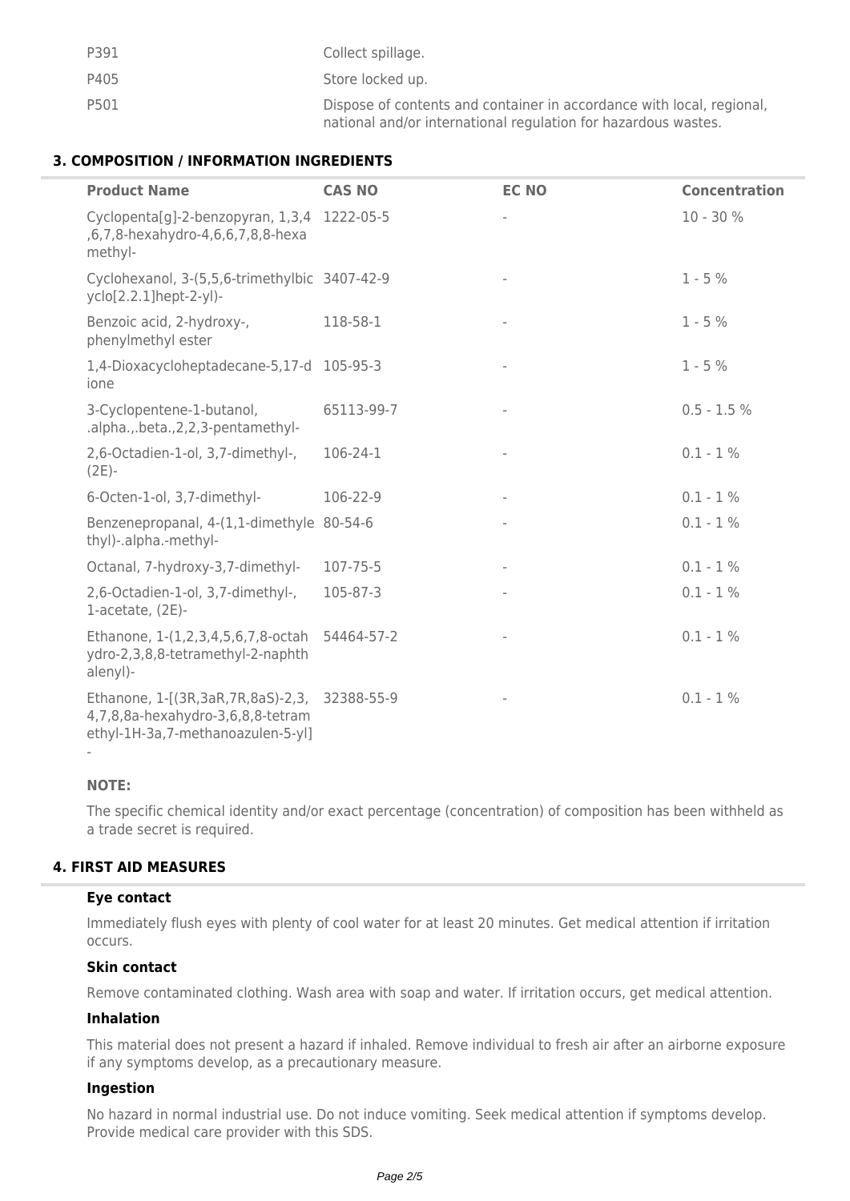| | |
|---|---|
| P391 | Collect spillage. |
| P405 | Store locked up. |
| P501 | Dispose of contents and container in accordance with local, regional, national and/or international regulation for hazardous wastes. |

## 3. COMPOSITION / INFORMATION INGREDIENTS

| Product Name | CAS NO | EC NO | Concentration |
|---|---|---|---|
| Cyclopenta[g]-2-benzopyran, 1,3,4,6,7,8-hexahydro-4,6,6,7,8,8-hexamethyl- | 1222-05-5 | - | 10 - 30 % |
| Cyclohexanol, 3-(5,5,6-trimethylbicyclo[2.2.1]hept-2-yl)- | 3407-42-9 | - | 1 - 5 % |
| Benzoic acid, 2-hydroxy-, phenylmethyl ester | 118-58-1 | - | 1 - 5 % |
| 1,4-Dioxacycloheptadecane-5,17-dione | 105-95-3 | - | 1 - 5 % |
| 3-Cyclopentene-1-butanol, .alpha.,.beta.,2,2,3-pentamethyl- | 65113-99-7 | - | 0.5 - 1.5 % |
| 2,6-Octadien-1-ol, 3,7-dimethyl-, (2E)- | 106-24-1 | - | 0.1 - 1 % |
| 6-Octen-1-ol, 3,7-dimethyl- | 106-22-9 | - | 0.1 - 1 % |
| Benzenepropanal, 4-(1,1-dimethylethyl)-.alpha.-methyl- | 80-54-6 | - | 0.1 - 1 % |
| Octanal, 7-hydroxy-3,7-dimethyl- | 107-75-5 | - | 0.1 - 1 % |
| 2,6-Octadien-1-ol, 3,7-dimethyl-, 1-acetate, (2E)- | 105-87-3 | - | 0.1 - 1 % |
| Ethanone, 1-(1,2,3,4,5,6,7,8-octahydro-2,3,8,8-tetramethyl-2-naphthalenyl)- | 54464-57-2 | - | 0.1 - 1 % |
| Ethanone, 1-[(3R,3aR,7R,8aS)-2,3,4,7,8,8a-hexahydro-3,6,8,8-tetramethyl-1H-3a,7-methanoazulen-5-yl]- | 32388-55-9 | - | 0.1 - 1 % |

**NOTE:**

The specific chemical identity and/or exact percentage (concentration) of composition has been withheld as a trade secret is required.

## 4. FIRST AID MEASURES

**Eye contact**

Immediately flush eyes with plenty of cool water for at least 20 minutes. Get medical attention if irritation occurs.

**Skin contact**

Remove contaminated clothing. Wash area with soap and water. If irritation occurs, get medical attention.

**Inhalation**

This material does not present a hazard if inhaled. Remove individual to fresh air after an airborne exposure if any symptoms develop, as a precautionary measure.

**Ingestion**

No hazard in normal industrial use. Do not induce vomiting. Seek medical attention if symptoms develop. Provide medical care provider with this SDS.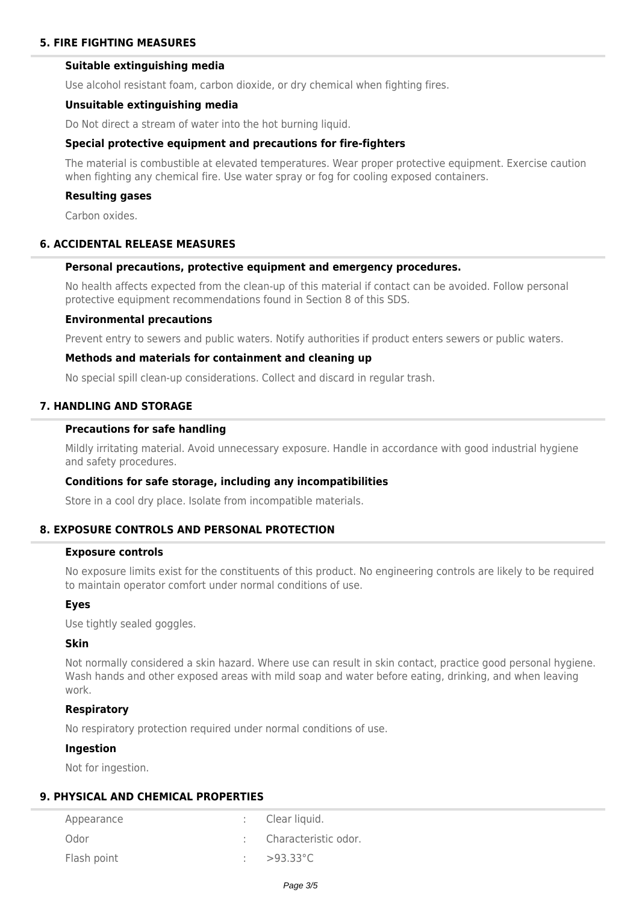## 5. FIRE FIGHTING MEASURES

### Suitable extinguishing media

Use alcohol resistant foam, carbon dioxide, or dry chemical when fighting fires.

### Unsuitable extinguishing media

Do Not direct a stream of water into the hot burning liquid.

### Special protective equipment and precautions for fire-fighters

The material is combustible at elevated temperatures. Wear proper protective equipment. Exercise caution when fighting any chemical fire. Use water spray or fog for cooling exposed containers.

### Resulting gases

Carbon oxides.

## 6. ACCIDENTAL RELEASE MEASURES

### Personal precautions, protective equipment and emergency procedures.

No health affects expected from the clean-up of this material if contact can be avoided. Follow personal protective equipment recommendations found in Section 8 of this SDS.

### Environmental precautions

Prevent entry to sewers and public waters. Notify authorities if product enters sewers or public waters.

### Methods and materials for containment and cleaning up

No special spill clean-up considerations. Collect and discard in regular trash.

## 7. HANDLING AND STORAGE

### Precautions for safe handling

Mildly irritating material. Avoid unnecessary exposure. Handle in accordance with good industrial hygiene and safety procedures.

### Conditions for safe storage, including any incompatibilities

Store in a cool dry place. Isolate from incompatible materials.

## 8. EXPOSURE CONTROLS AND PERSONAL PROTECTION

### Exposure controls

No exposure limits exist for the constituents of this product. No engineering controls are likely to be required to maintain operator comfort under normal conditions of use.

### Eyes

Use tightly sealed goggles.

### Skin

Not normally considered a skin hazard. Where use can result in skin contact, practice good personal hygiene. Wash hands and other exposed areas with mild soap and water before eating, drinking, and when leaving work.

### Respiratory

No respiratory protection required under normal conditions of use.

### Ingestion

Not for ingestion.

## 9. PHYSICAL AND CHEMICAL PROPERTIES

| | | |
|---|---|---|
| Appearance | : | Clear liquid. |
| Odor | : | Characteristic odor. |
| Flash point | : | >93.33°C |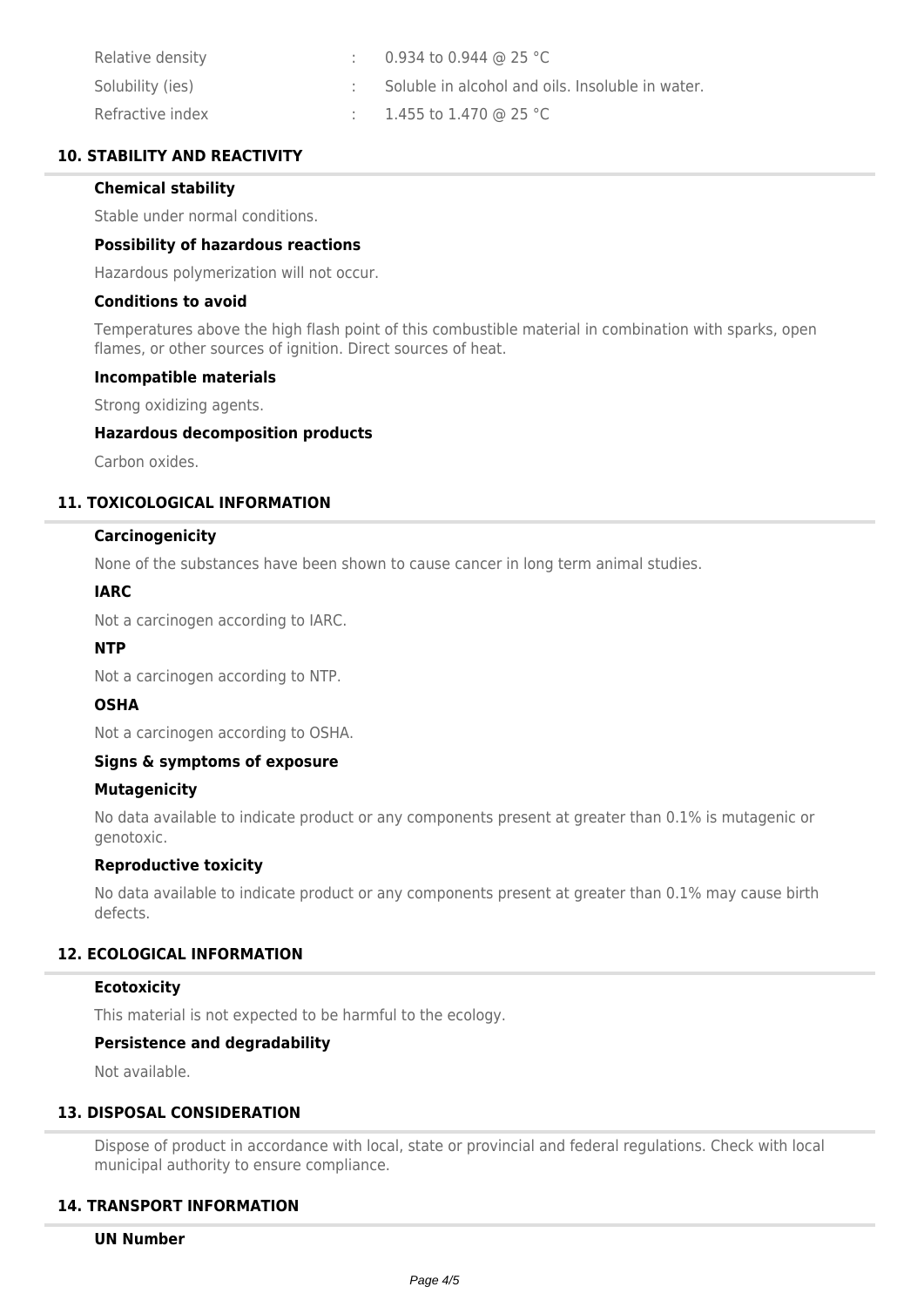| | | |
|---|---|---|
| Relative density | : | 0.934 to 0.944 @ 25 °C |
| Solubility (ies) | : | Soluble in alcohol and oils. Insoluble in water. |
| Refractive index | : | 1.455 to 1.470 @ 25 °C |

## 10. STABILITY AND REACTIVITY

### Chemical stability

Stable under normal conditions.

### Possibility of hazardous reactions

Hazardous polymerization will not occur.

### Conditions to avoid

Temperatures above the high flash point of this combustible material in combination with sparks, open flames, or other sources of ignition. Direct sources of heat.

### Incompatible materials

Strong oxidizing agents.

### Hazardous decomposition products

Carbon oxides.

## 11. TOXICOLOGICAL INFORMATION

### Carcinogenicity

None of the substances have been shown to cause cancer in long term animal studies.

### IARC

Not a carcinogen according to IARC.

### NTP

Not a carcinogen according to NTP.

### OSHA

Not a carcinogen according to OSHA.

### Signs & symptoms of exposure

### Mutagenicity

No data available to indicate product or any components present at greater than 0.1% is mutagenic or genotoxic.

### Reproductive toxicity

No data available to indicate product or any components present at greater than 0.1% may cause birth defects.

## 12. ECOLOGICAL INFORMATION

### Ecotoxicity

This material is not expected to be harmful to the ecology.

### Persistence and degradability

Not available.

## 13. DISPOSAL CONSIDERATION

Dispose of product in accordance with local, state or provincial and federal regulations. Check with local municipal authority to ensure compliance.

## 14. TRANSPORT INFORMATION

### UN Number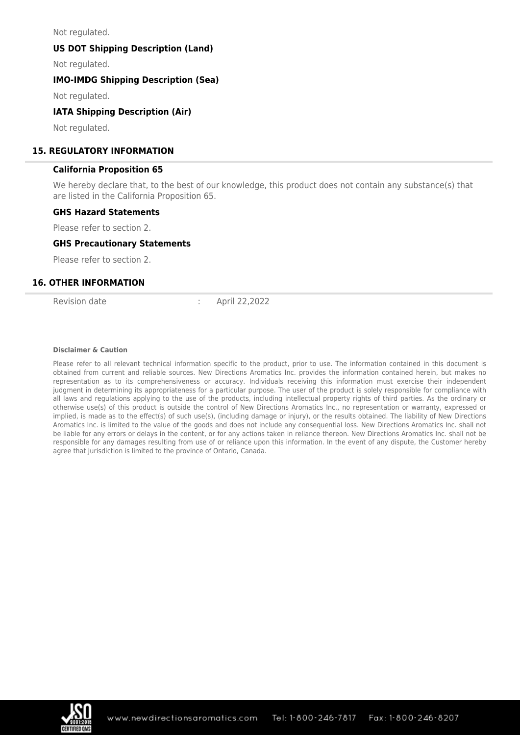Not regulated.

### US DOT Shipping Description (Land)

Not regulated.

### IMO-IMDG Shipping Description (Sea)

Not regulated.

### IATA Shipping Description (Air)

Not regulated.

## 15. REGULATORY INFORMATION

### California Proposition 65

We hereby declare that, to the best of our knowledge, this product does not contain any substance(s) that are listed in the California Proposition 65.

### GHS Hazard Statements

Please refer to section 2.

### GHS Precautionary Statements

Please refer to section 2.

## 16. OTHER INFORMATION

Revision date : April 22,2022

**Disclaimer & Caution**

Please refer to all relevant technical information specific to the product, prior to use. The information contained in this document is obtained from current and reliable sources. New Directions Aromatics Inc. provides the information contained herein, but makes no representation as to its comprehensiveness or accuracy. Individuals receiving this information must exercise their independent judgment in determining its appropriateness for a particular purpose. The user of the product is solely responsible for compliance with all laws and regulations applying to the use of the products, including intellectual property rights of third parties. As the ordinary or otherwise use(s) of this product is outside the control of New Directions Aromatics Inc., no representation or warranty, expressed or implied, is made as to the effect(s) of such use(s), (including damage or injury), or the results obtained. The liability of New Directions Aromatics Inc. is limited to the value of the goods and does not include any consequential loss. New Directions Aromatics Inc. shall not be liable for any errors or delays in the content, or for any actions taken in reliance thereon. New Directions Aromatics Inc. shall not be responsible for any damages resulting from use of or reliance upon this information. In the event of any dispute, the Customer hereby agree that Jurisdiction is limited to the province of Ontario, Canada.